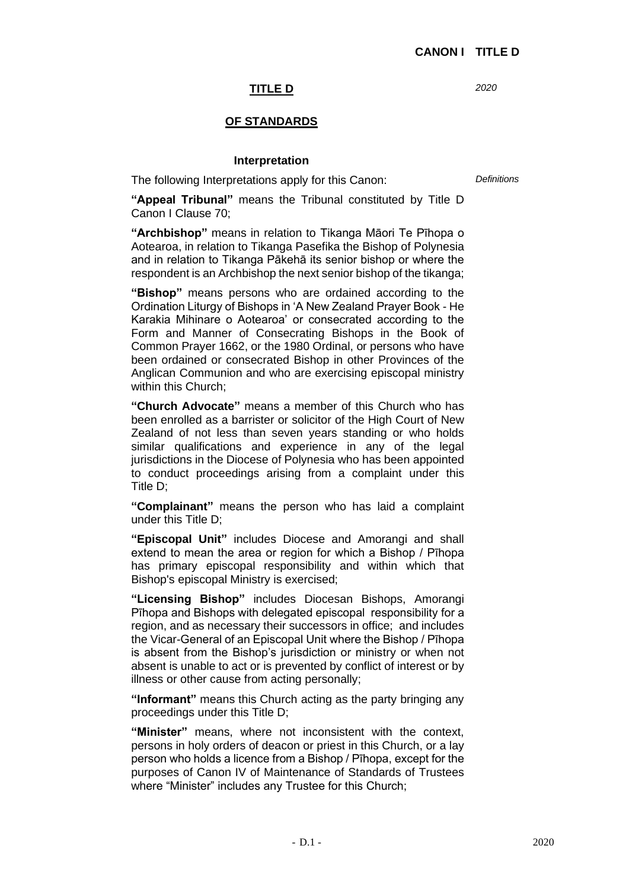# TITLE D

*2020*

## OF STANDARDS

### Interpretation

The following Interpretations apply for this Canon:

*Definitions*

**"Appeal Tribunal"** means the Tribunal constituted by Title D Canon I Clause 70;

**"Archbishop"** means in relation to Tikanga Māori Te Pīhopa o Aotearoa, in relation to Tikanga Pasefika the Bishop of Polynesia and in relation to Tikanga Pākehā its senior bishop or where the respondent is an Archbishop the next senior bishop of the tikanga;

**"Bishop"** means persons who are ordained according to the Ordination Liturgy of Bishops in 'A New Zealand Prayer Book - He Karakia Mihinare o Aotearoa' or consecrated according to the Form and Manner of Consecrating Bishops in the Book of Common Prayer 1662, or the 1980 Ordinal, or persons who have been ordained or consecrated Bishop in other Provinces of the Anglican Communion and who are exercising episcopal ministry within this Church;

**"Church Advocate"** means a member of this Church who has been enrolled as a barrister or solicitor of the High Court of New Zealand of not less than seven years standing or who holds similar qualifications and experience in any of the legal jurisdictions in the Diocese of Polynesia who has been appointed to conduct proceedings arising from a complaint under this Title D;

**"Complainant"** means the person who has laid a complaint under this Title D;

**"Episcopal Unit"** includes Diocese and Amorangi and shall extend to mean the area or region for which a Bishop / Pīhopa has primary episcopal responsibility and within which that Bishop's episcopal Ministry is exercised;

**"Licensing Bishop"** includes Diocesan Bishops, Amorangi Pīhopa and Bishops with delegated episcopal responsibility for a region, and as necessary their successors in office; and includes the Vicar-General of an Episcopal Unit where the Bishop / Pīhopa is absent from the Bishop's jurisdiction or ministry or when not absent is unable to act or is prevented by conflict of interest or by illness or other cause from acting personally;

**"Informant"** means this Church acting as the party bringing any proceedings under this Title D;

**"Minister"** means, where not inconsistent with the context, persons in holy orders of deacon or priest in this Church, or a lay person who holds a licence from a Bishop / Pīhopa, except for the purposes of Canon IV of Maintenance of Standards of Trustees where "Minister" includes any Trustee for this Church;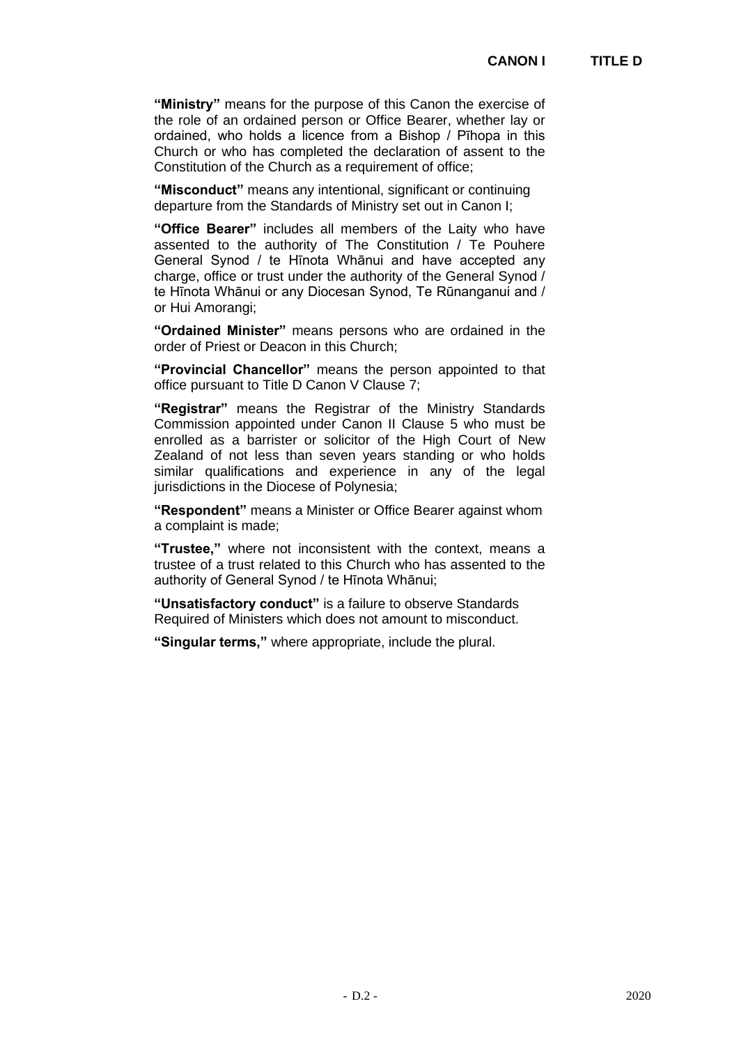**"Ministry"** means for the purpose of this Canon the exercise of the role of an ordained person or Office Bearer, whether lay or ordained, who holds a licence from a Bishop / Pīhopa in this Church or who has completed the declaration of assent to the Constitution of the Church as a requirement of office;

**"Misconduct"** means any intentional, significant or continuing departure from the Standards of Ministry set out in Canon I;

**"Office Bearer"** includes all members of the Laity who have assented to the authority of The Constitution / Te Pouhere General Synod / te Hīnota Whānui and have accepted any charge, office or trust under the authority of the General Synod / te Hīnota Whānui or any Diocesan Synod, Te Rūnanganui and / or Hui Amorangi;

**"Ordained Minister"** means persons who are ordained in the order of Priest or Deacon in this Church;

**"Provincial Chancellor"** means the person appointed to that office pursuant to Title D Canon V Clause 7;

**"Registrar"** means the Registrar of the Ministry Standards Commission appointed under Canon II Clause 5 who must be enrolled as a barrister or solicitor of the High Court of New Zealand of not less than seven years standing or who holds similar qualifications and experience in any of the legal jurisdictions in the Diocese of Polynesia;

**"Respondent"** means a Minister or Office Bearer against whom a complaint is made;

**"Trustee,"** where not inconsistent with the context, means a trustee of a trust related to this Church who has assented to the authority of General Synod / te Hīnota Whānui;

**"Unsatisfactory conduct"** is a failure to observe Standards Required of Ministers which does not amount to misconduct.

**"Singular terms,"** where appropriate, include the plural.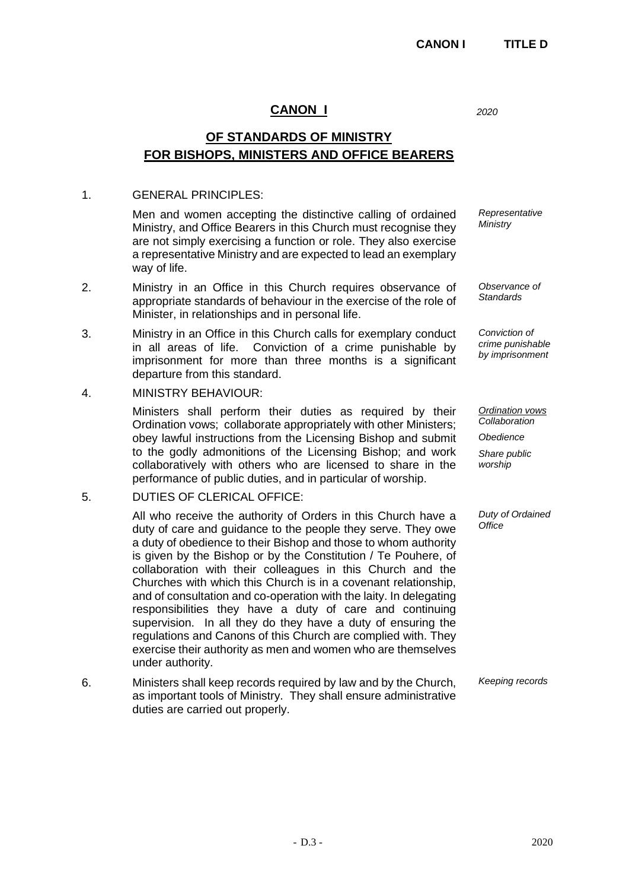## CANON I

*2020*

## OF STANDARDS OF MINISTRY FOR BISHOPS, MINISTERS AND OFFICE BEARERS

1. GENERAL PRINCIPLES:

   *Representative Ministry*

   Men and women accepting the distinctive calling of ordained Ministry, and Office Bearers in this Church must recognise they are not simply exercising a function or role. They also exercise a representative Ministry and are expected to lead an exemplary way of life.

2. *Observance of Standards*

   Ministry in an Office in this Church requires observance of appropriate standards of behaviour in the exercise of the role of Minister, in relationships and in personal life.

3. *Conviction of crime punishable by imprisonment*

   Ministry in an Office in this Church calls for exemplary conduct in all areas of life. Conviction of a crime punishable by imprisonment for more than three months is a significant departure from this standard.

4. MINISTRY BEHAVIOUR:

   *Ordination vows*
   *Collaboration*
   *Obedience*
   *Share public worship*

   Ministers shall perform their duties as required by their Ordination vows; collaborate appropriately with other Ministers; obey lawful instructions from the Licensing Bishop and submit to the godly admonitions of the Licensing Bishop; and work collaboratively with others who are licensed to share in the performance of public duties, and in particular of worship.

5. DUTIES OF CLERICAL OFFICE:

   *Duty of Ordained Office*

   All who receive the authority of Orders in this Church have a duty of care and guidance to the people they serve. They owe a duty of obedience to their Bishop and those to whom authority is given by the Bishop or by the Constitution / Te Pouhere, of collaboration with their colleagues in this Church and the Churches with which this Church is in a covenant relationship, and of consultation and co-operation with the laity. In delegating responsibilities they have a duty of care and continuing supervision. In all they do they have a duty of ensuring the regulations and Canons of this Church are complied with. They exercise their authority as men and women who are themselves under authority.

6. *Keeping records*

   Ministers shall keep records required by law and by the Church, as important tools of Ministry. They shall ensure administrative duties are carried out properly.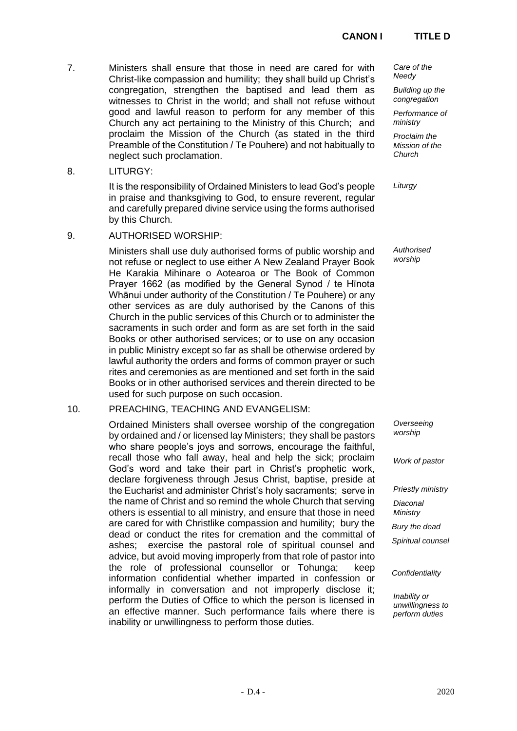7. Ministers shall ensure that those in need are cared for with Christ-like compassion and humility; they shall build up Christ's congregation, strengthen the baptised and lead them as witnesses to Christ in the world; and shall not refuse without good and lawful reason to perform for any member of this Church any act pertaining to the Ministry of this Church; and proclaim the Mission of the Church (as stated in the third Preamble of the Constitution / Te Pouhere) and not habitually to neglect such proclamation.

*Care of the Needy*

*Building up the congregation*

*Performance of ministry*

*Proclaim the Mission of the Church*

8. LITURGY:

It is the responsibility of Ordained Ministers to lead God's people in praise and thanksgiving to God, to ensure reverent, regular and carefully prepared divine service using the forms authorised by this Church.

*Liturgy*

9. AUTHORISED WORSHIP:

Ministers shall use duly authorised forms of public worship and not refuse or neglect to use either A New Zealand Prayer Book He Karakia Mihinare o Aotearoa or The Book of Common Prayer 1662 (as modified by the General Synod / te Hīnota Whānui under authority of the Constitution / Te Pouhere) or any other services as are duly authorised by the Canons of this Church in the public services of this Church or to administer the sacraments in such order and form as are set forth in the said Books or other authorised services; or to use on any occasion in public Ministry except so far as shall be otherwise ordered by lawful authority the orders and forms of common prayer or such rites and ceremonies as are mentioned and set forth in the said Books or in other authorised services and therein directed to be used for such purpose on such occasion.

*Authorised worship*

10. PREACHING, TEACHING AND EVANGELISM:

Ordained Ministers shall oversee worship of the congregation by ordained and / or licensed lay Ministers; they shall be pastors who share people's joys and sorrows, encourage the faithful, recall those who fall away, heal and help the sick; proclaim God's word and take their part in Christ's prophetic work, declare forgiveness through Jesus Christ, baptise, preside at the Eucharist and administer Christ's holy sacraments; serve in the name of Christ and so remind the whole Church that serving others is essential to all ministry, and ensure that those in need are cared for with Christlike compassion and humility; bury the dead or conduct the rites for cremation and the committal of ashes; exercise the pastoral role of spiritual counsel and advice, but avoid moving improperly from that role of pastor into the role of professional counsellor or Tohunga; keep information confidential whether imparted in confession or informally in conversation and not improperly disclose it; perform the Duties of Office to which the person is licensed in an effective manner. Such performance fails where there is inability or unwillingness to perform those duties.

*Overseeing worship*

*Work of pastor*

*Priestly ministry*

*Diaconal Ministry*

*Bury the dead*

*Spiritual counsel*

*Confidentiality*

*Inability or unwillingness to perform duties*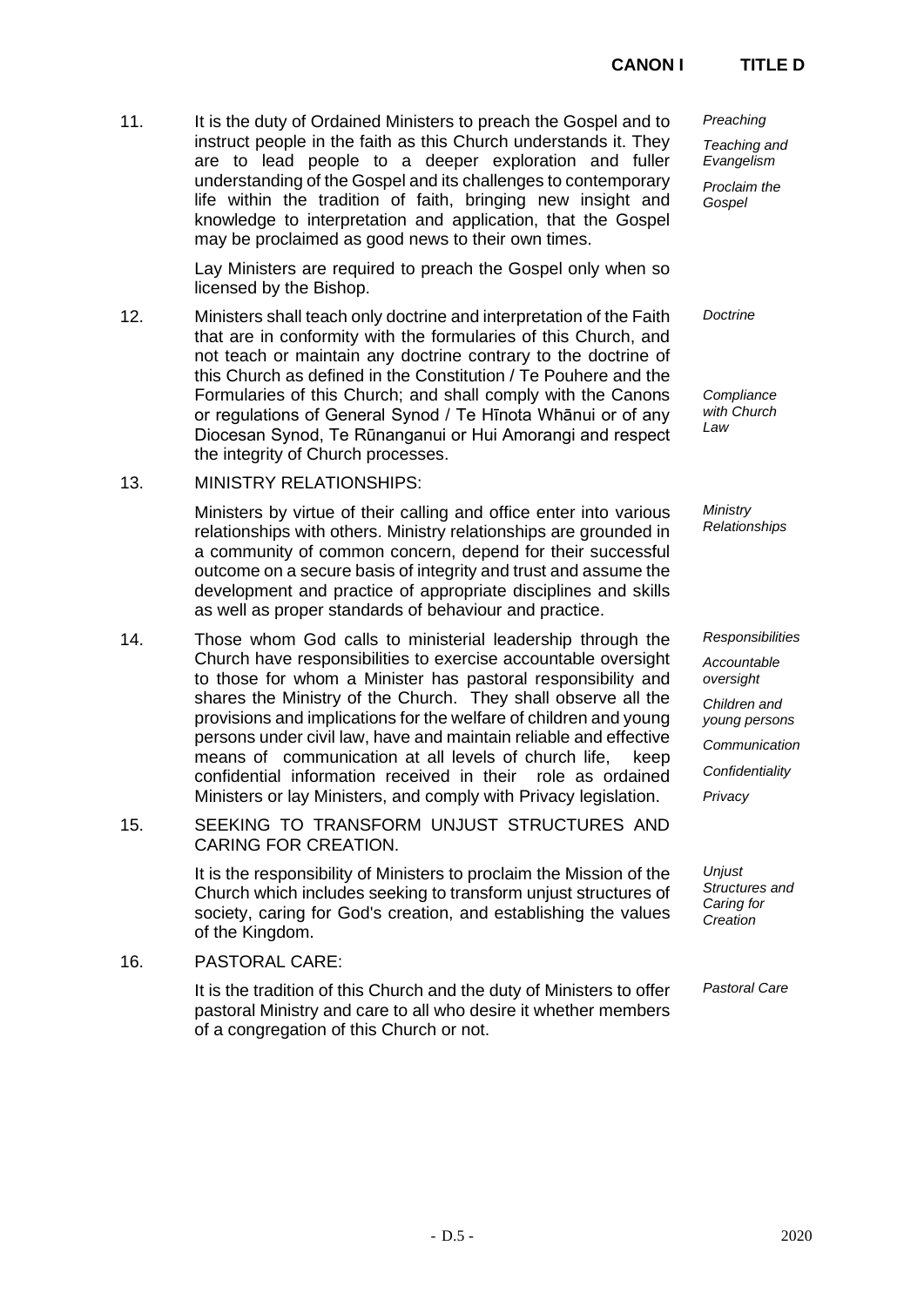11. It is the duty of Ordained Ministers to preach the Gospel and to instruct people in the faith as this Church understands it. They are to lead people to a deeper exploration and fuller understanding of the Gospel and its challenges to contemporary life within the tradition of faith, bringing new insight and knowledge to interpretation and application, that the Gospel may be proclaimed as good news to their own times.

*Preaching*

*Teaching and Evangelism*

*Proclaim the Gospel*

Lay Ministers are required to preach the Gospel only when so licensed by the Bishop.

12. Ministers shall teach only doctrine and interpretation of the Faith that are in conformity with the formularies of this Church, and not teach or maintain any doctrine contrary to the doctrine of this Church as defined in the Constitution / Te Pouhere and the Formularies of this Church; and shall comply with the Canons or regulations of General Synod / Te Hīnota Whānui or of any Diocesan Synod, Te Rūnanganui or Hui Amorangi and respect the integrity of Church processes.

*Doctrine*

*Compliance with Church Law*

13. MINISTRY RELATIONSHIPS:

Ministers by virtue of their calling and office enter into various relationships with others. Ministry relationships are grounded in a community of common concern, depend for their successful outcome on a secure basis of integrity and trust and assume the development and practice of appropriate disciplines and skills as well as proper standards of behaviour and practice.

*Ministry Relationships*

14. Those whom God calls to ministerial leadership through the Church have responsibilities to exercise accountable oversight to those for whom a Minister has pastoral responsibility and shares the Ministry of the Church. They shall observe all the provisions and implications for the welfare of children and young persons under civil law, have and maintain reliable and effective means of communication at all levels of church life, keep confidential information received in their role as ordained Ministers or lay Ministers, and comply with Privacy legislation.

*Responsibilities*

*Accountable oversight*

*Children and young persons*

*Communication*

*Confidentiality*

*Privacy*

15. SEEKING TO TRANSFORM UNJUST STRUCTURES AND CARING FOR CREATION.

It is the responsibility of Ministers to proclaim the Mission of the Church which includes seeking to transform unjust structures of society, caring for God's creation, and establishing the values of the Kingdom.

*Unjust Structures and Caring for Creation*

16. PASTORAL CARE:

It is the tradition of this Church and the duty of Ministers to offer pastoral Ministry and care to all who desire it whether members of a congregation of this Church or not.

*Pastoral Care*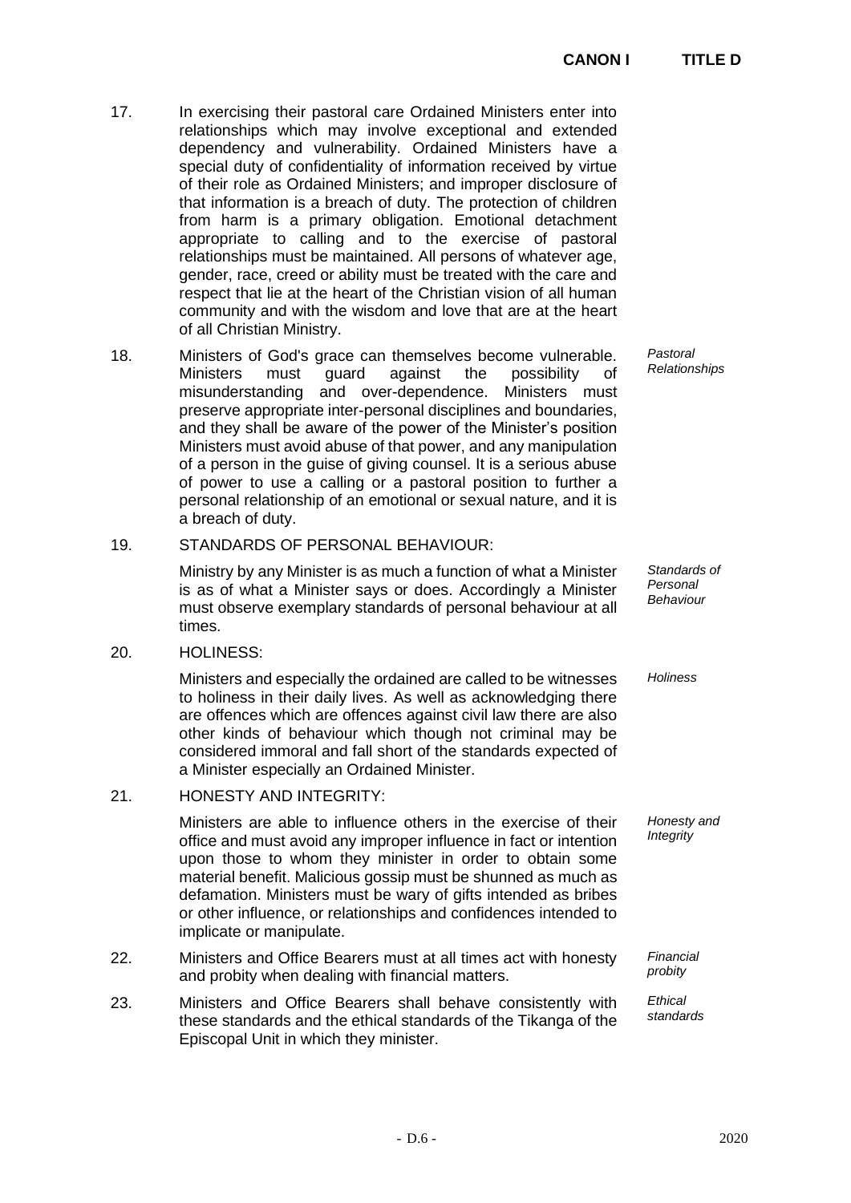17. In exercising their pastoral care Ordained Ministers enter into relationships which may involve exceptional and extended dependency and vulnerability. Ordained Ministers have a special duty of confidentiality of information received by virtue of their role as Ordained Ministers; and improper disclosure of that information is a breach of duty. The protection of children from harm is a primary obligation. Emotional detachment appropriate to calling and to the exercise of pastoral relationships must be maintained. All persons of whatever age, gender, race, creed or ability must be treated with the care and respect that lie at the heart of the Christian vision of all human community and with the wisdom and love that are at the heart of all Christian Ministry.

18. *Pastoral Relationships* Ministers of God's grace can themselves become vulnerable. Ministers must guard against the possibility of misunderstanding and over-dependence. Ministers must preserve appropriate inter-personal disciplines and boundaries, and they shall be aware of the power of the Minister's position Ministers must avoid abuse of that power, and any manipulation of a person in the guise of giving counsel. It is a serious abuse of power to use a calling or a pastoral position to further a personal relationship of an emotional or sexual nature, and it is a breach of duty.

19. STANDARDS OF PERSONAL BEHAVIOUR:

    *Standards of Personal Behaviour* Ministry by any Minister is as much a function of what a Minister is as of what a Minister says or does. Accordingly a Minister must observe exemplary standards of personal behaviour at all times.

20. HOLINESS:

    *Holiness* Ministers and especially the ordained are called to be witnesses to holiness in their daily lives. As well as acknowledging there are offences which are offences against civil law there are also other kinds of behaviour which though not criminal may be considered immoral and fall short of the standards expected of a Minister especially an Ordained Minister.

21. HONESTY AND INTEGRITY:

    *Honesty and Integrity* Ministers are able to influence others in the exercise of their office and must avoid any improper influence in fact or intention upon those to whom they minister in order to obtain some material benefit. Malicious gossip must be shunned as much as defamation. Ministers must be wary of gifts intended as bribes or other influence, or relationships and confidences intended to implicate or manipulate.

22. *Financial probity* Ministers and Office Bearers must at all times act with honesty and probity when dealing with financial matters.

23. *Ethical standards* Ministers and Office Bearers shall behave consistently with these standards and the ethical standards of the Tikanga of the Episcopal Unit in which they minister.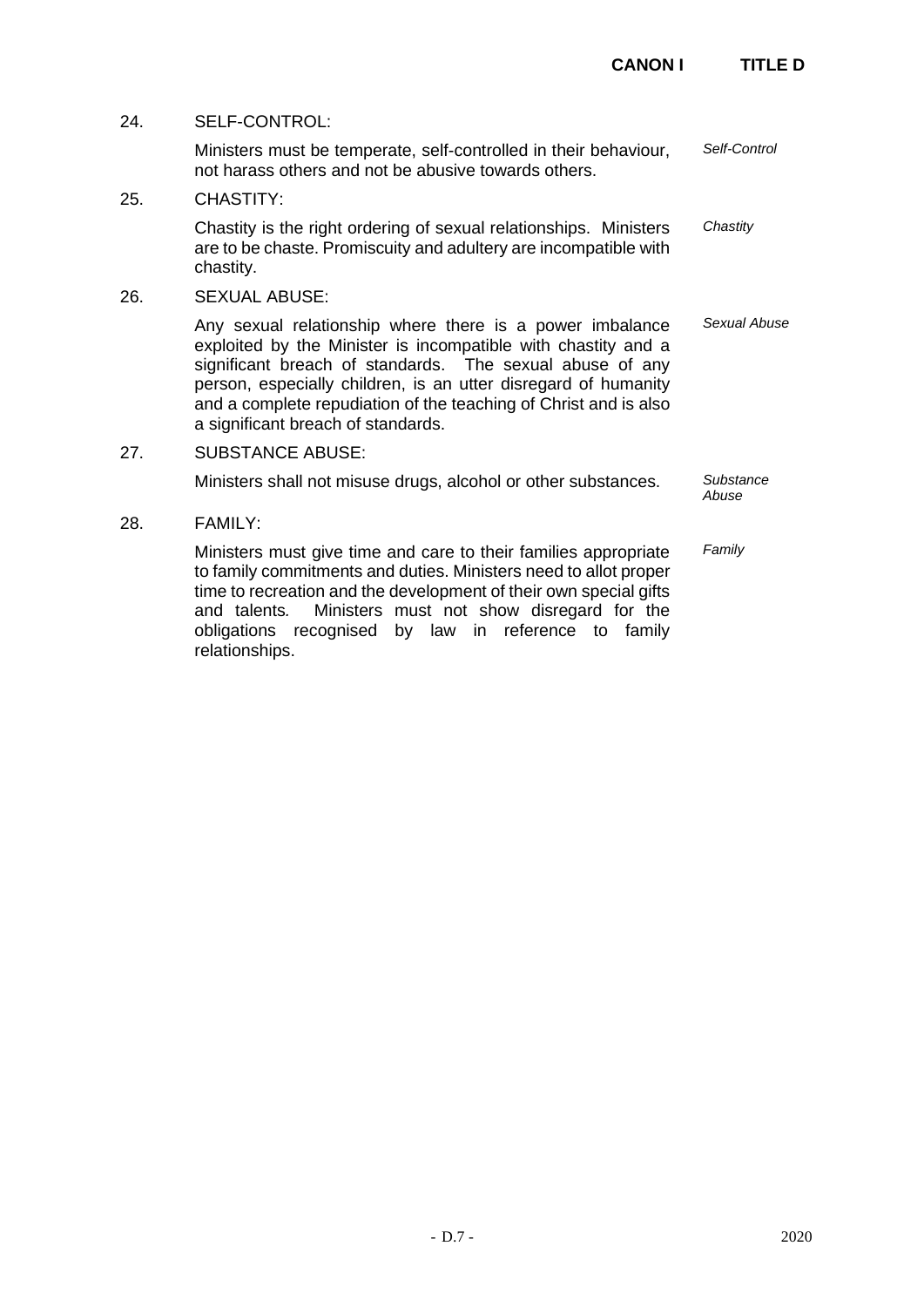24. SELF-CONTROL:

*Self-Control*

Ministers must be temperate, self-controlled in their behaviour, not harass others and not be abusive towards others.

25. CHASTITY:

*Chastity*

Chastity is the right ordering of sexual relationships. Ministers are to be chaste. Promiscuity and adultery are incompatible with chastity.

26. SEXUAL ABUSE:

*Sexual Abuse*

Any sexual relationship where there is a power imbalance exploited by the Minister is incompatible with chastity and a significant breach of standards. The sexual abuse of any person, especially children, is an utter disregard of humanity and a complete repudiation of the teaching of Christ and is also a significant breach of standards.

27. SUBSTANCE ABUSE:

*Substance Abuse*

Ministers shall not misuse drugs, alcohol or other substances.

28. FAMILY:

*Family*

Ministers must give time and care to their families appropriate to family commitments and duties. Ministers need to allot proper time to recreation and the development of their own special gifts and talents. Ministers must not show disregard for the obligations recognised by law in reference to family relationships.